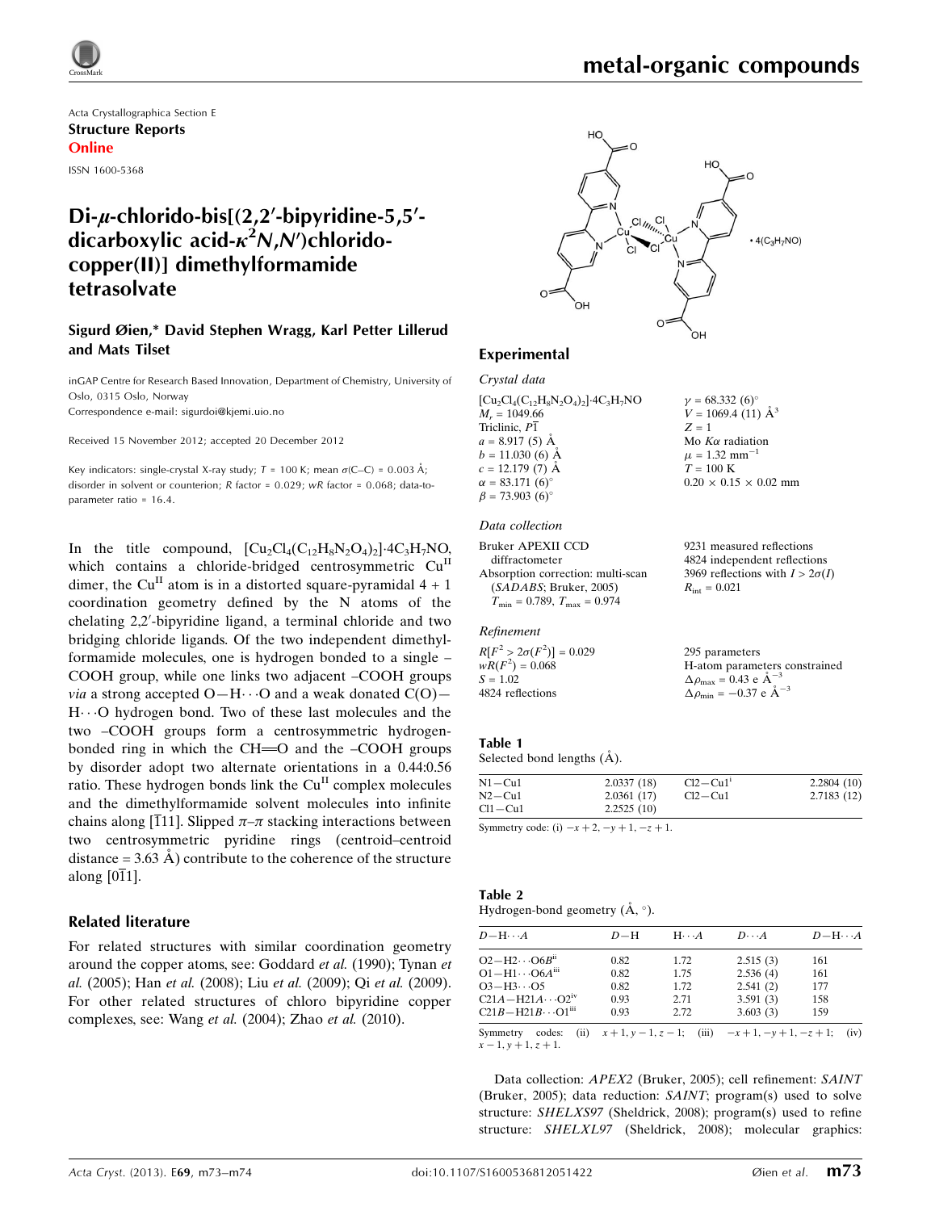Acta Crystallographica Section E

**Structure Reports Online**

ISSN 1600-5368

# Di-μ-chlorido-bis[(2,2′-bipyridine-5,5′-dicarboxylic acid-$\kappa^2N,N'$)chloridocopper(II)] dimethylformamide tetrasolvate

**Sigurd Øien,\* David Stephen Wragg, Karl Petter Lillerud and Mats Tilset**

inGAP Centre for Research Based Innovation, Department of Chemistry, University of Oslo, 0315 Oslo, Norway
Correspondence e-mail: sigurdoi@kjemi.uio.no

Received 15 November 2012; accepted 20 December 2012

Key indicators: single-crystal X-ray study; $T$ = 100 K; mean σ(C–C) = 0.003 Å; disorder in solvent or counterion; $R$ factor = 0.029; $wR$ factor = 0.068; data-to-parameter ratio = 16.4.

In the title compound, $[Cu_2Cl_4(C_{12}H_8N_2O_4)_2]\cdot 4C_3H_7NO$, which contains a chloride-bridged centrosymmetric $Cu^{II}$ dimer, the $Cu^{II}$ atom is in a distorted square-pyramidal 4 + 1 coordination geometry defined by the N atoms of the chelating 2,2′-bipyridine ligand, a terminal chloride and two bridging chloride ligands. Of the two independent dimethylformamide molecules, one is hydrogen bonded to a single –COOH group, while one links two adjacent –COOH groups *via* a strong accepted O—H⋯O and a weak donated C(O)—H⋯O hydrogen bond. Two of these last molecules and the two –COOH groups form a centrosymmetric hydrogen-bonded ring in which the CH═O and the –COOH groups by disorder adopt two alternate orientations in a 0.44:0.56 ratio. These hydrogen bonds link the $Cu^{II}$ complex molecules and the dimethylformamide solvent molecules into infinite chains along [$\overline{1}$11]. Slipped π–π stacking interactions between two centrosymmetric pyridine rings (centroid–centroid distance = 3.63 Å) contribute to the coherence of the structure along [0$\overline{1}$1].

## Related literature

For related structures with similar coordination geometry around the copper atoms, see: Goddard *et al.* (1990); Tynan *et al.* (2005); Han *et al.* (2008); Liu *et al.* (2009); Qi *et al.* (2009). For other related structures of chloro bipyridine copper complexes, see: Wang *et al.* (2004); Zhao *et al.* (2010).

## Experimental

### Crystal data

$[Cu_2Cl_4(C_{12}H_8N_2O_4)_2]\cdot 4C_3H_7NO$
$M_r$ = 1049.66
Triclinic, $P\overline{1}$
$a$ = 8.917 (5) Å
$b$ = 11.030 (6) Å
$c$ = 12.179 (7) Å
$\alpha$ = 83.171 (6)°
$\beta$ = 73.903 (6)°
$\gamma$ = 68.332 (6)°
$V$ = 1069.4 (11) Å$^3$
$Z$ = 1
Mo $K\alpha$ radiation
$\mu$ = 1.32 mm$^{-1}$
$T$ = 100 K
0.20 × 0.15 × 0.02 mm

### Data collection

Bruker APEXII CCD diffractometer
Absorption correction: multi-scan (*SADABS*; Bruker, 2005)
$T_{min}$ = 0.789, $T_{max}$ = 0.974
9231 measured reflections
4824 independent reflections
3969 reflections with $I > 2\sigma(I)$
$R_{int}$ = 0.021

### Refinement

$R[F^2 > 2\sigma(F^2)]$ = 0.029
$wR(F^2)$ = 0.068
$S$ = 1.02
4824 reflections
295 parameters
H-atom parameters constrained
$\Delta\rho_{max}$ = 0.43 e Å$^{-3}$
$\Delta\rho_{min}$ = −0.37 e Å$^{-3}$

**Table 1**
Selected bond lengths (Å).

| | | | |
|---|---|---|---|
| N1—Cu1 | 2.0337 (18) | Cl2—Cu1$^i$ | 2.2804 (10) |
| N2—Cu1 | 2.0361 (17) | Cl2—Cu1 | 2.7183 (12) |
| Cl1—Cu1 | 2.2525 (10) | | |

Symmetry code: (i) $-x+2, -y+1, -z+1$.

**Table 2**
Hydrogen-bond geometry (Å, °).

| $D$—H⋯$A$ | $D$—H | H⋯$A$ | $D$⋯$A$ | $D$—H⋯$A$ |
|---|---|---|---|---|
| O2—H2⋯O6$B^{ii}$ | 0.82 | 1.72 | 2.515 (3) | 161 |
| O1—H1⋯O6$A^{iii}$ | 0.82 | 1.75 | 2.536 (4) | 161 |
| O3—H3⋯O5 | 0.82 | 1.72 | 2.541 (2) | 177 |
| C21$A$—H21$A$⋯O2$^{iv}$ | 0.93 | 2.71 | 3.591 (3) | 158 |
| C21$B$—H21$B$⋯O1$^{iii}$ | 0.93 | 2.72 | 3.603 (3) | 159 |

Symmetry codes: (ii) $x+1, y-1, z-1$; (iii) $-x+1, -y+1, -z+1$; (iv) $x-1, y+1, z+1$.

Data collection: *APEX2* (Bruker, 2005); cell refinement: *SAINT* (Bruker, 2005); data reduction: *SAINT*; program(s) used to solve structure: *SHELXS97* (Sheldrick, 2008); program(s) used to refine structure: *SHELXL97* (Sheldrick, 2008); molecular graphics: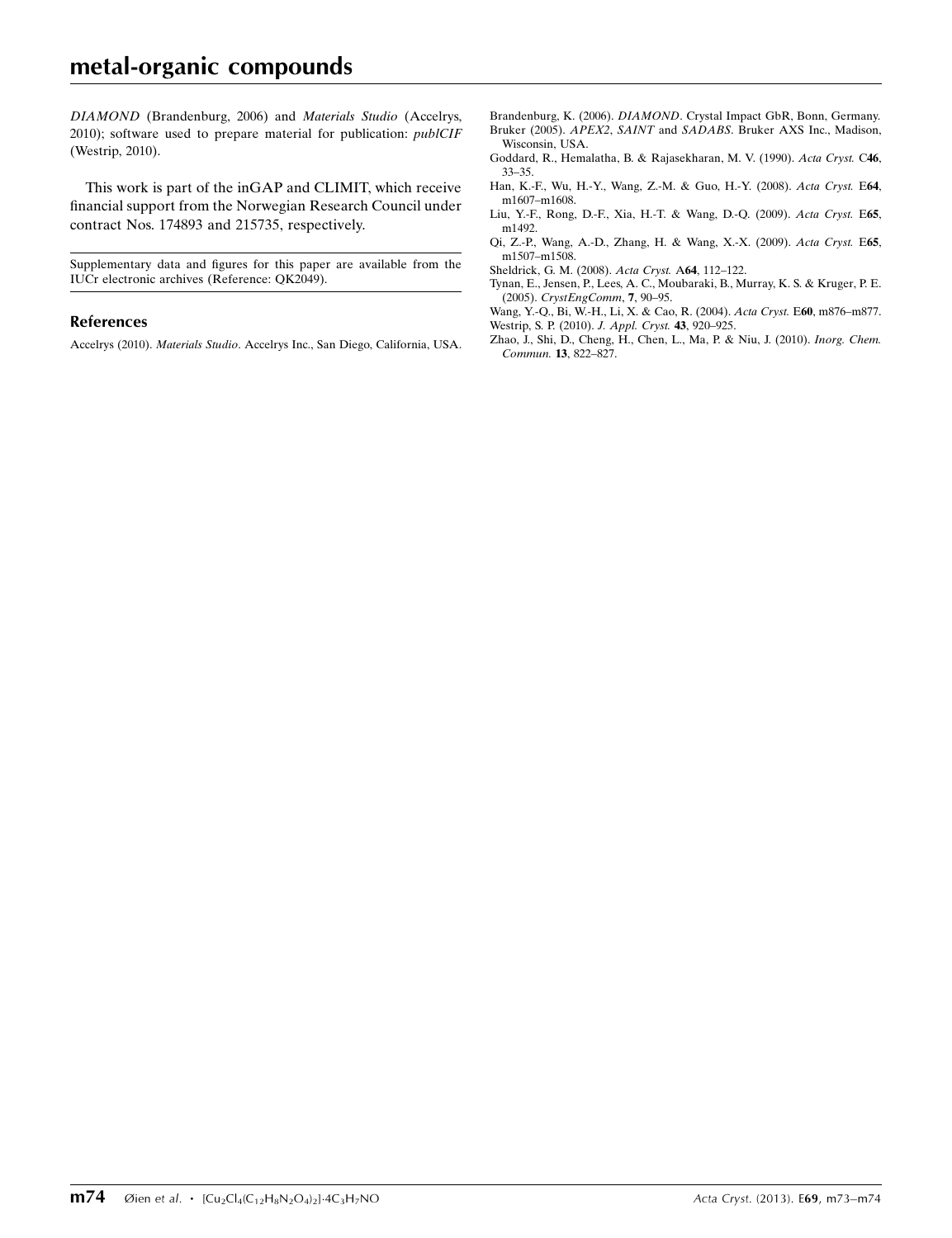*DIAMOND* (Brandenburg, 2006) and *Materials Studio* (Accelrys, 2010); software used to prepare material for publication: *publCIF* (Westrip, 2010).

This work is part of the inGAP and CLIMIT, which receive financial support from the Norwegian Research Council under contract Nos. 174893 and 215735, respectively.

Supplementary data and figures for this paper are available from the IUCr electronic archives (Reference: QK2049).

## References

Accelrys (2010). *Materials Studio*. Accelrys Inc., San Diego, California, USA.

Brandenburg, K. (2006). *DIAMOND*. Crystal Impact GbR, Bonn, Germany.

Bruker (2005). *APEX2*, *SAINT* and *SADABS*. Bruker AXS Inc., Madison, Wisconsin, USA.

Goddard, R., Hemalatha, B. & Rajasekharan, M. V. (1990). *Acta Cryst.* C**46**, 33–35.

Han, K.-F., Wu, H.-Y., Wang, Z.-M. & Guo, H.-Y. (2008). *Acta Cryst.* E**64**, m1607–m1608.

Liu, Y.-F., Rong, D.-F., Xia, H.-T. & Wang, D.-Q. (2009). *Acta Cryst.* E**65**, m1492.

Qi, Z.-P., Wang, A.-D., Zhang, H. & Wang, X.-X. (2009). *Acta Cryst.* E**65**, m1507–m1508.

Sheldrick, G. M. (2008). *Acta Cryst.* A**64**, 112–122.

Tynan, E., Jensen, P., Lees, A. C., Moubaraki, B., Murray, K. S. & Kruger, P. E. (2005). *CrystEngComm*, **7**, 90–95.

Wang, Y.-Q., Bi, W.-H., Li, X. & Cao, R. (2004). *Acta Cryst.* E**60**, m876–m877.

Westrip, S. P. (2010). *J. Appl. Cryst.* **43**, 920–925.

Zhao, J., Shi, D., Cheng, H., Chen, L., Ma, P. & Niu, J. (2010). *Inorg. Chem. Commun.* **13**, 822–827.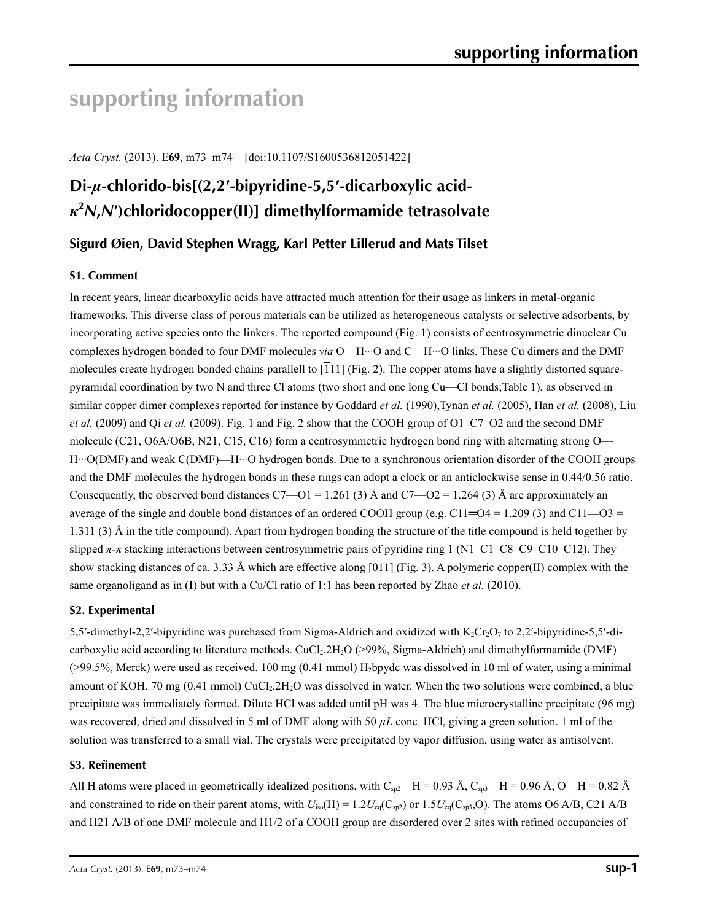# supporting information

*Acta Cryst.* (2013). E**69**, m73–m74 [doi:10.1107/S1600536812051422]

## Di-*µ*-chlorido-bis[(2,2′-bipyridine-5,5′-dicarboxylic acid-$\kappa^2N,N'$)chloridocopper(II)] dimethylformamide tetrasolvate

### Sigurd Øien, David Stephen Wragg, Karl Petter Lillerud and Mats Tilset

### S1. Comment

In recent years, linear dicarboxylic acids have attracted much attention for their usage as linkers in metal-organic frameworks. This diverse class of porous materials can be utilized as heterogeneous catalysts or selective adsorbents, by incorporating active species onto the linkers. The reported compound (Fig. 1) consists of centrosymmetric dinuclear Cu complexes hydrogen bonded to four DMF molecules *via* O—H···O and C—H···O links. These Cu dimers and the DMF molecules create hydrogen bonded chains parallell to [$\overline{1}$11] (Fig. 2). The copper atoms have a slightly distorted square-pyramidal coordination by two N and three Cl atoms (two short and one long Cu—Cl bonds;Table 1), as observed in similar copper dimer complexes reported for instance by Goddard *et al.* (1990),Tynan *et al.* (2005), Han *et al.* (2008), Liu *et al.* (2009) and Qi *et al.* (2009). Fig. 1 and Fig. 2 show that the COOH group of O1–C7–O2 and the second DMF molecule (C21, O6A/O6B, N21, C15, C16) form a centrosymmetric hydrogen bond ring with alternating strong O—H···O(DMF) and weak C(DMF)—H···O hydrogen bonds. Due to a synchronous orientation disorder of the COOH groups and the DMF molecules the hydrogen bonds in these rings can adopt a clock or an anticlockwise sense in 0.44/0.56 ratio. Consequently, the observed bond distances C7—O1 = 1.261 (3) Å and C7—O2 = 1.264 (3) Å are approximately an average of the single and double bond distances of an ordered COOH group (e.g. C11═O4 = 1.209 (3) and C11—O3 = 1.311 (3) Å in the title compound). Apart from hydrogen bonding the structure of the title compound is held together by slipped *π*-*π* stacking interactions between centrosymmetric pairs of pyridine ring 1 (N1–C1–C8–C9–C10–C12). They show stacking distances of ca. 3.33 Å which are effective along [0$\overline{1}$1] (Fig. 3). A polymeric copper(II) complex with the same organoligand as in (**I**) but with a Cu/Cl ratio of 1:1 has been reported by Zhao *et al.* (2010).

### S2. Experimental

5,5′-dimethyl-2,2′-bipyridine was purchased from Sigma-Aldrich and oxidized with $K_2Cr_2O_7$ to 2,2′-bipyridine-5,5′-dicarboxylic acid according to literature methods. $CuCl_2.2H_2O$ (>99%, Sigma-Aldrich) and dimethylformamide (DMF) (>99.5%, Merck) were used as received. 100 mg (0.41 mmol) $H_2$bpydc was dissolved in 10 ml of water, using a minimal amount of KOH. 70 mg (0.41 mmol) $CuCl_2.2H_2O$ was dissolved in water. When the two solutions were combined, a blue precipitate was immediately formed. Dilute HCl was added until pH was 4. The blue microcrystalline precipitate (96 mg) was recovered, dried and dissolved in 5 ml of DMF along with 50 *µL* conc. HCl, giving a green solution. 1 ml of the solution was transferred to a small vial. The crystals were precipitated by vapor diffusion, using water as antisolvent.

### S3. Refinement

All H atoms were placed in geometrically idealized positions, with $C_{sp2}$—H = 0.93 Å, $C_{sp3}$—H = 0.96 Å, O—H = 0.82 Å and constrained to ride on their parent atoms, with $U_{iso}$(H) = 1.2$U_{eq}$($C_{sp2}$) or 1.5$U_{eq}$($C_{sp3}$,O). The atoms O6 A/B, C21 A/B and H21 A/B of one DMF molecule and H1/2 of a COOH group are disordered over 2 sites with refined occupancies of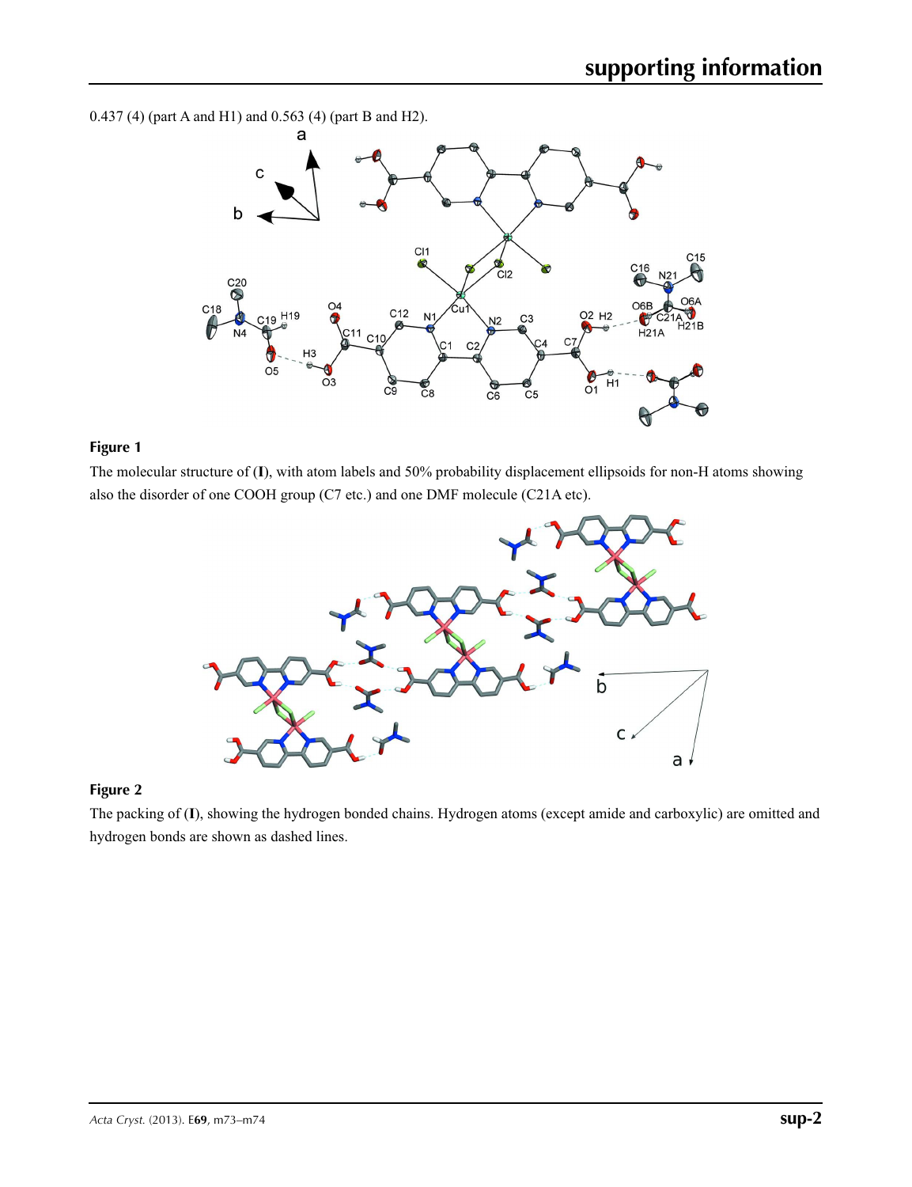0.437 (4) (part A and H1) and 0.563 (4) (part B and H2).

**Figure 1**

The molecular structure of (**I**), with atom labels and 50% probability displacement ellipsoids for non-H atoms showing also the disorder of one COOH group (C7 etc.) and one DMF molecule (C21A etc).

**Figure 2**

The packing of (**I**), showing the hydrogen bonded chains. Hydrogen atoms (except amide and carboxylic) are omitted and hydrogen bonds are shown as dashed lines.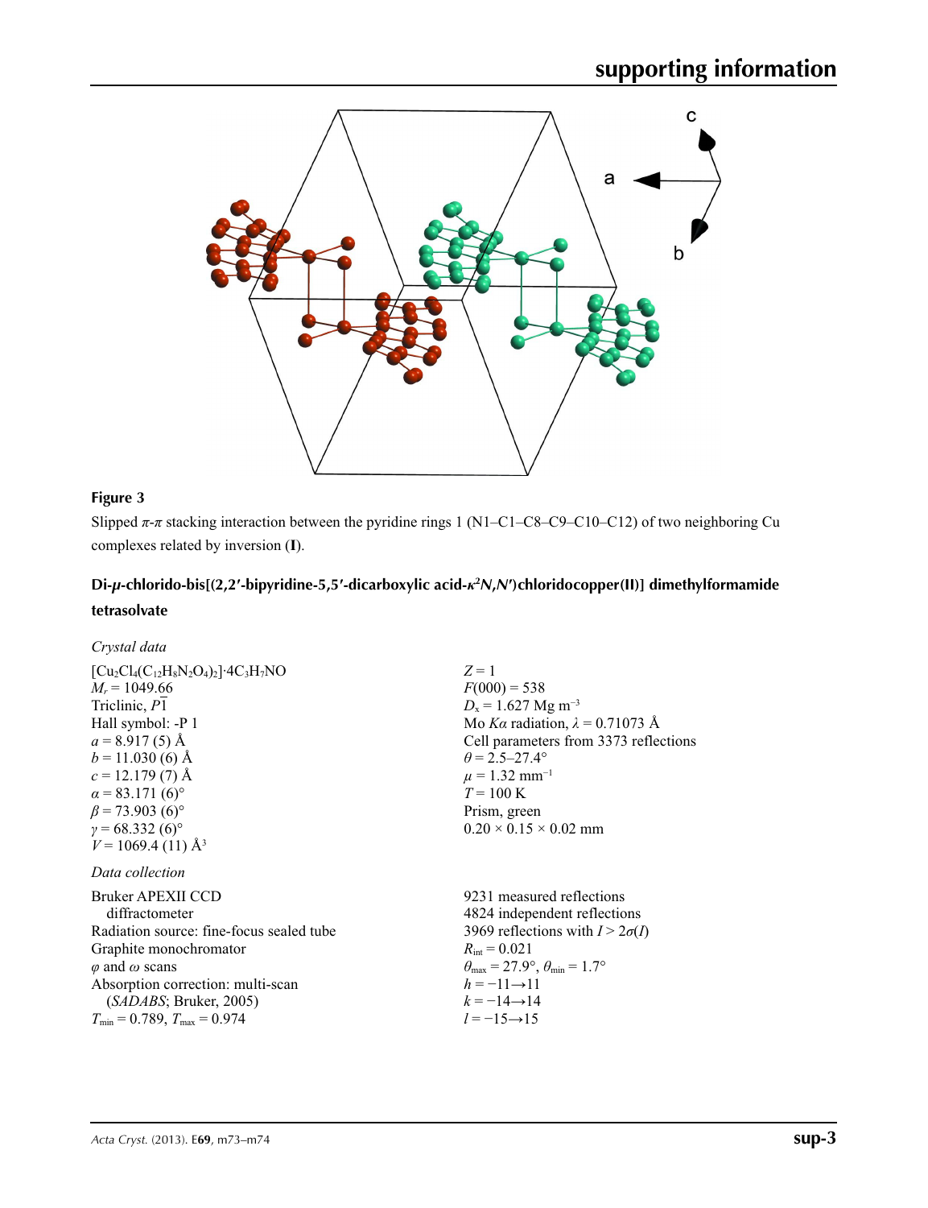**Figure 3**

Slipped π-π stacking interaction between the pyridine rings 1 (N1–C1–C8–C9–C10–C12) of two neighboring Cu complexes related by inversion (**I**).

## Di-μ-chlorido-bis[(2,2′-bipyridine-5,5′-dicarboxylic acid-κ[2]N,N′)chloridocopper(II)] dimethylformamide tetrasolvate

### *Crystal data*

$[Cu_2Cl_4(C_{12}H_8N_2O_4)_2]\cdot 4C_3H_7NO$
$M_r = 1049.66$
Triclinic, $P\overline{1}$
Hall symbol: -P 1
$a = 8.917$ (5) Å
$b = 11.030$ (6) Å
$c = 12.179$ (7) Å
$\alpha = 83.171$ (6)°
$\beta = 73.903$ (6)°
$\gamma = 68.332$ (6)°
$V = 1069.4$ (11) Å$^3$
$Z = 1$
$F(000) = 538$
$D_x = 1.627$ Mg m$^{-3}$
Mo $K\alpha$ radiation, $\lambda = 0.71073$ Å
Cell parameters from 3373 reflections
$\theta = 2.5$–27.4°
$\mu = 1.32$ mm$^{-1}$
$T = 100$ K
Prism, green
0.20 × 0.15 × 0.02 mm

### *Data collection*

Bruker APEXII CCD diffractometer
Radiation source: fine-focus sealed tube
Graphite monochromator
$\varphi$ and $\omega$ scans
Absorption correction: multi-scan (*SADABS*; Bruker, 2005)
$T_{min} = 0.789$, $T_{max} = 0.974$
9231 measured reflections
4824 independent reflections
3969 reflections with $I > 2\sigma(I)$
$R_{int} = 0.021$
$\theta_{max} = 27.9$°, $\theta_{min} = 1.7$°
$h = -11 \rightarrow 11$
$k = -14 \rightarrow 14$
$l = -15 \rightarrow 15$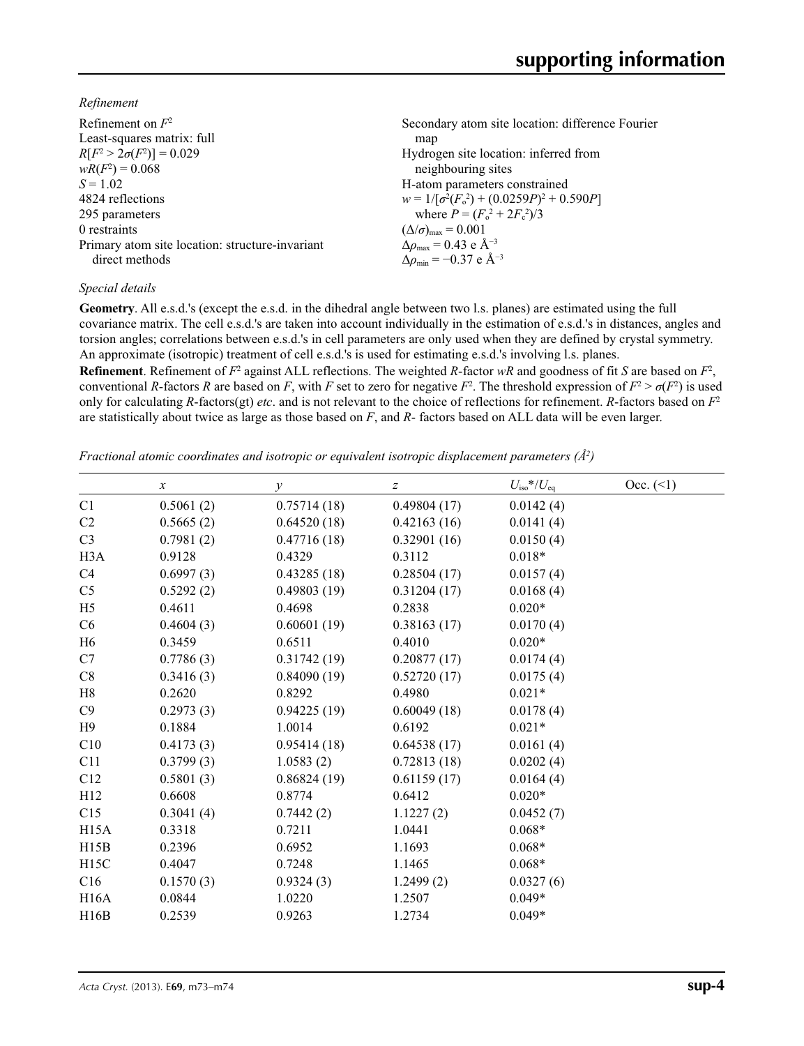*Refinement*

Refinement on $F^2$
Least-squares matrix: full
$R[F^2 > 2\sigma(F^2)] = 0.029$
$wR(F^2) = 0.068$
$S = 1.02$
4824 reflections
295 parameters
0 restraints
Primary atom site location: structure-invariant direct methods
Secondary atom site location: difference Fourier map
Hydrogen site location: inferred from neighbouring sites
H-atom parameters constrained
$w = 1/[\sigma^2(F_o^2) + (0.0259P)^2 + 0.590P]$ where $P = (F_o^2 + 2F_c^2)/3$
$(\Delta/\sigma)_{max} = 0.001$
$\Delta\rho_{max} = 0.43$ e Å$^{-3}$
$\Delta\rho_{min} = -0.37$ e Å$^{-3}$

*Special details*

**Geometry**. All e.s.d.'s (except the e.s.d. in the dihedral angle between two l.s. planes) are estimated using the full covariance matrix. The cell e.s.d.'s are taken into account individually in the estimation of e.s.d.'s in distances, angles and torsion angles; correlations between e.s.d.'s in cell parameters are only used when they are defined by crystal symmetry. An approximate (isotropic) treatment of cell e.s.d.'s is used for estimating e.s.d.'s involving l.s. planes.

**Refinement**. Refinement of $F^2$ against ALL reflections. The weighted $R$-factor $wR$ and goodness of fit $S$ are based on $F^2$, conventional $R$-factors $R$ are based on $F$, with $F$ set to zero for negative $F^2$. The threshold expression of $F^2 > \sigma(F^2)$ is used only for calculating $R$-factors(gt) *etc*. and is not relevant to the choice of reflections for refinement. $R$-factors based on $F^2$ are statistically about twice as large as those based on $F$, and $R$- factors based on ALL data will be even larger.

*Fractional atomic coordinates and isotropic or equivalent isotropic displacement parameters (Å$^2$)*

| | $x$ | $y$ | $z$ | $U_{iso}$*/$U_{eq}$ | Occ. (<1) |
|---|---|---|---|---|---|
| C1 | 0.5061 (2) | 0.75714 (18) | 0.49804 (17) | 0.0142 (4) | |
| C2 | 0.5665 (2) | 0.64520 (18) | 0.42163 (16) | 0.0141 (4) | |
| C3 | 0.7981 (2) | 0.47716 (18) | 0.32901 (16) | 0.0150 (4) | |
| H3A | 0.9128 | 0.4329 | 0.3112 | 0.018* | |
| C4 | 0.6997 (3) | 0.43285 (18) | 0.28504 (17) | 0.0157 (4) | |
| C5 | 0.5292 (2) | 0.49803 (19) | 0.31204 (17) | 0.0168 (4) | |
| H5 | 0.4611 | 0.4698 | 0.2838 | 0.020* | |
| C6 | 0.4604 (3) | 0.60601 (19) | 0.38163 (17) | 0.0170 (4) | |
| H6 | 0.3459 | 0.6511 | 0.4010 | 0.020* | |
| C7 | 0.7786 (3) | 0.31742 (19) | 0.20877 (17) | 0.0174 (4) | |
| C8 | 0.3416 (3) | 0.84090 (19) | 0.52720 (17) | 0.0175 (4) | |
| H8 | 0.2620 | 0.8292 | 0.4980 | 0.021* | |
| C9 | 0.2973 (3) | 0.94225 (19) | 0.60049 (18) | 0.0178 (4) | |
| H9 | 0.1884 | 1.0014 | 0.6192 | 0.021* | |
| C10 | 0.4173 (3) | 0.95414 (18) | 0.64538 (17) | 0.0161 (4) | |
| C11 | 0.3799 (3) | 1.0583 (2) | 0.72813 (18) | 0.0202 (4) | |
| C12 | 0.5801 (3) | 0.86824 (19) | 0.61159 (17) | 0.0164 (4) | |
| H12 | 0.6608 | 0.8774 | 0.6412 | 0.020* | |
| C15 | 0.3041 (4) | 0.7442 (2) | 1.1227 (2) | 0.0452 (7) | |
| H15A | 0.3318 | 0.7211 | 1.0441 | 0.068* | |
| H15B | 0.2396 | 0.6952 | 1.1693 | 0.068* | |
| H15C | 0.4047 | 0.7248 | 1.1465 | 0.068* | |
| C16 | 0.1570 (3) | 0.9324 (3) | 1.2499 (2) | 0.0327 (6) | |
| H16A | 0.0844 | 1.0220 | 1.2507 | 0.049* | |
| H16B | 0.2539 | 0.9263 | 1.2734 | 0.049* | |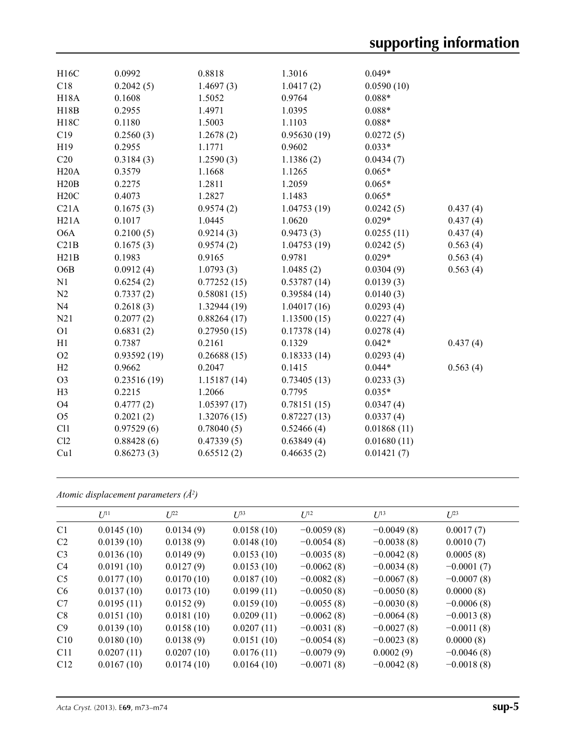| | | | | | |
|---|---|---|---|---|---|
| H16C | 0.0992 | 0.8818 | 1.3016 | 0.049* | |
| C18 | 0.2042 (5) | 1.4697 (3) | 1.0417 (2) | 0.0590 (10) | |
| H18A | 0.1608 | 1.5052 | 0.9764 | 0.088* | |
| H18B | 0.2955 | 1.4971 | 1.0395 | 0.088* | |
| H18C | 0.1180 | 1.5003 | 1.1103 | 0.088* | |
| C19 | 0.2560 (3) | 1.2678 (2) | 0.95630 (19) | 0.0272 (5) | |
| H19 | 0.2955 | 1.1771 | 0.9602 | 0.033* | |
| C20 | 0.3184 (3) | 1.2590 (3) | 1.1386 (2) | 0.0434 (7) | |
| H20A | 0.3579 | 1.1668 | 1.1265 | 0.065* | |
| H20B | 0.2275 | 1.2811 | 1.2059 | 0.065* | |
| H20C | 0.4073 | 1.2827 | 1.1483 | 0.065* | |
| C21A | 0.1675 (3) | 0.9574 (2) | 1.04753 (19) | 0.0242 (5) | 0.437 (4) |
| H21A | 0.1017 | 1.0445 | 1.0620 | 0.029* | 0.437 (4) |
| O6A | 0.2100 (5) | 0.9214 (3) | 0.9473 (3) | 0.0255 (11) | 0.437 (4) |
| C21B | 0.1675 (3) | 0.9574 (2) | 1.04753 (19) | 0.0242 (5) | 0.563 (4) |
| H21B | 0.1983 | 0.9165 | 0.9781 | 0.029* | 0.563 (4) |
| O6B | 0.0912 (4) | 1.0793 (3) | 1.0485 (2) | 0.0304 (9) | 0.563 (4) |
| N1 | 0.6254 (2) | 0.77252 (15) | 0.53787 (14) | 0.0139 (3) | |
| N2 | 0.7337 (2) | 0.58081 (15) | 0.39584 (14) | 0.0140 (3) | |
| N4 | 0.2618 (3) | 1.32944 (19) | 1.04017 (16) | 0.0293 (4) | |
| N21 | 0.2077 (2) | 0.88264 (17) | 1.13500 (15) | 0.0227 (4) | |
| O1 | 0.6831 (2) | 0.27950 (15) | 0.17378 (14) | 0.0278 (4) | |
| H1 | 0.7387 | 0.2161 | 0.1329 | 0.042* | 0.437 (4) |
| O2 | 0.93592 (19) | 0.26688 (15) | 0.18333 (14) | 0.0293 (4) | |
| H2 | 0.9662 | 0.2047 | 0.1415 | 0.044* | 0.563 (4) |
| O3 | 0.23516 (19) | 1.15187 (14) | 0.73405 (13) | 0.0233 (3) | |
| H3 | 0.2215 | 1.2066 | 0.7795 | 0.035* | |
| O4 | 0.4777 (2) | 1.05397 (17) | 0.78151 (15) | 0.0347 (4) | |
| O5 | 0.2021 (2) | 1.32076 (15) | 0.87227 (13) | 0.0337 (4) | |
| Cl1 | 0.97529 (6) | 0.78040 (5) | 0.52466 (4) | 0.01868 (11) | |
| Cl2 | 0.88428 (6) | 0.47339 (5) | 0.63849 (4) | 0.01680 (11) | |
| Cu1 | 0.86273 (3) | 0.65512 (2) | 0.46635 (2) | 0.01421 (7) | |

*Atomic displacement parameters (Å²)*

| | $U^{11}$ | $U^{22}$ | $U^{33}$ | $U^{12}$ | $U^{13}$ | $U^{23}$ |
|---|---|---|---|---|---|---|
| C1 | 0.0145 (10) | 0.0134 (9) | 0.0158 (10) | −0.0059 (8) | −0.0049 (8) | 0.0017 (7) |
| C2 | 0.0139 (10) | 0.0138 (9) | 0.0148 (10) | −0.0054 (8) | −0.0038 (8) | 0.0010 (7) |
| C3 | 0.0136 (10) | 0.0149 (9) | 0.0153 (10) | −0.0035 (8) | −0.0042 (8) | 0.0005 (8) |
| C4 | 0.0191 (10) | 0.0127 (9) | 0.0153 (10) | −0.0062 (8) | −0.0034 (8) | −0.0001 (7) |
| C5 | 0.0177 (10) | 0.0170 (10) | 0.0187 (10) | −0.0082 (8) | −0.0067 (8) | −0.0007 (8) |
| C6 | 0.0137 (10) | 0.0173 (10) | 0.0199 (11) | −0.0050 (8) | −0.0050 (8) | 0.0000 (8) |
| C7 | 0.0195 (11) | 0.0152 (9) | 0.0159 (10) | −0.0055 (8) | −0.0030 (8) | −0.0006 (8) |
| C8 | 0.0151 (10) | 0.0181 (10) | 0.0209 (11) | −0.0062 (8) | −0.0064 (8) | −0.0013 (8) |
| C9 | 0.0139 (10) | 0.0158 (10) | 0.0207 (11) | −0.0031 (8) | −0.0027 (8) | −0.0011 (8) |
| C10 | 0.0180 (10) | 0.0138 (9) | 0.0151 (10) | −0.0054 (8) | −0.0023 (8) | 0.0000 (8) |
| C11 | 0.0207 (11) | 0.0207 (10) | 0.0176 (11) | −0.0079 (9) | 0.0002 (9) | −0.0046 (8) |
| C12 | 0.0167 (10) | 0.0174 (10) | 0.0164 (10) | −0.0071 (8) | −0.0042 (8) | −0.0018 (8) |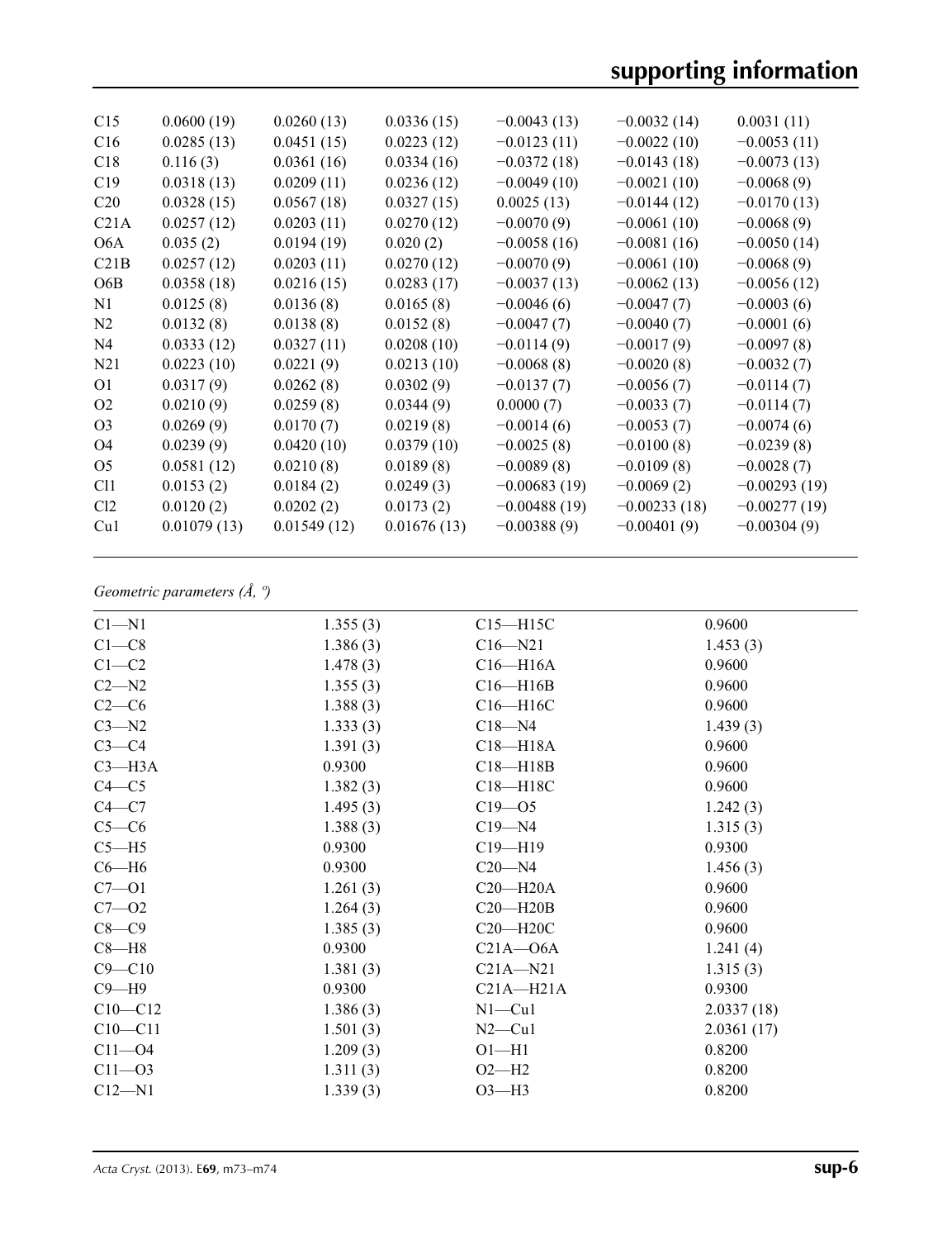| | | | | | | |
|---|---|---|---|---|---|---|
| C15 | 0.0600 (19) | 0.0260 (13) | 0.0336 (15) | −0.0043 (13) | −0.0032 (14) | 0.0031 (11) |
| C16 | 0.0285 (13) | 0.0451 (15) | 0.0223 (12) | −0.0123 (11) | −0.0022 (10) | −0.0053 (11) |
| C18 | 0.116 (3) | 0.0361 (16) | 0.0334 (16) | −0.0372 (18) | −0.0143 (18) | −0.0073 (13) |
| C19 | 0.0318 (13) | 0.0209 (11) | 0.0236 (12) | −0.0049 (10) | −0.0021 (10) | −0.0068 (9) |
| C20 | 0.0328 (15) | 0.0567 (18) | 0.0327 (15) | 0.0025 (13) | −0.0144 (12) | −0.0170 (13) |
| C21A | 0.0257 (12) | 0.0203 (11) | 0.0270 (12) | −0.0070 (9) | −0.0061 (10) | −0.0068 (9) |
| O6A | 0.035 (2) | 0.0194 (19) | 0.020 (2) | −0.0058 (16) | −0.0081 (16) | −0.0050 (14) |
| C21B | 0.0257 (12) | 0.0203 (11) | 0.0270 (12) | −0.0070 (9) | −0.0061 (10) | −0.0068 (9) |
| O6B | 0.0358 (18) | 0.0216 (15) | 0.0283 (17) | −0.0037 (13) | −0.0062 (13) | −0.0056 (12) |
| N1 | 0.0125 (8) | 0.0136 (8) | 0.0165 (8) | −0.0046 (6) | −0.0047 (7) | −0.0003 (6) |
| N2 | 0.0132 (8) | 0.0138 (8) | 0.0152 (8) | −0.0047 (7) | −0.0040 (7) | −0.0001 (6) |
| N4 | 0.0333 (12) | 0.0327 (11) | 0.0208 (10) | −0.0114 (9) | −0.0017 (9) | −0.0097 (8) |
| N21 | 0.0223 (10) | 0.0221 (9) | 0.0213 (10) | −0.0068 (8) | −0.0020 (8) | −0.0032 (7) |
| O1 | 0.0317 (9) | 0.0262 (8) | 0.0302 (9) | −0.0137 (7) | −0.0056 (7) | −0.0114 (7) |
| O2 | 0.0210 (9) | 0.0259 (8) | 0.0344 (9) | 0.0000 (7) | −0.0033 (7) | −0.0114 (7) |
| O3 | 0.0269 (9) | 0.0170 (7) | 0.0219 (8) | −0.0014 (6) | −0.0053 (7) | −0.0074 (6) |
| O4 | 0.0239 (9) | 0.0420 (10) | 0.0379 (10) | −0.0025 (8) | −0.0100 (8) | −0.0239 (8) |
| O5 | 0.0581 (12) | 0.0210 (8) | 0.0189 (8) | −0.0089 (8) | −0.0109 (8) | −0.0028 (7) |
| Cl1 | 0.0153 (2) | 0.0184 (2) | 0.0249 (3) | −0.00683 (19) | −0.0069 (2) | −0.00293 (19) |
| Cl2 | 0.0120 (2) | 0.0202 (2) | 0.0173 (2) | −0.00488 (19) | −0.00233 (18) | −0.00277 (19) |
| Cu1 | 0.01079 (13) | 0.01549 (12) | 0.01676 (13) | −0.00388 (9) | −0.00401 (9) | −0.00304 (9) |

*Geometric parameters (Å, º)*

| | | | |
|---|---|---|---|
| C1—N1 | 1.355 (3) | C15—H15C | 0.9600 |
| C1—C8 | 1.386 (3) | C16—N21 | 1.453 (3) |
| C1—C2 | 1.478 (3) | C16—H16A | 0.9600 |
| C2—N2 | 1.355 (3) | C16—H16B | 0.9600 |
| C2—C6 | 1.388 (3) | C16—H16C | 0.9600 |
| C3—N2 | 1.333 (3) | C18—N4 | 1.439 (3) |
| C3—C4 | 1.391 (3) | C18—H18A | 0.9600 |
| C3—H3A | 0.9300 | C18—H18B | 0.9600 |
| C4—C5 | 1.382 (3) | C18—H18C | 0.9600 |
| C4—C7 | 1.495 (3) | C19—O5 | 1.242 (3) |
| C5—C6 | 1.388 (3) | C19—N4 | 1.315 (3) |
| C5—H5 | 0.9300 | C19—H19 | 0.9300 |
| C6—H6 | 0.9300 | C20—N4 | 1.456 (3) |
| C7—O1 | 1.261 (3) | C20—H20A | 0.9600 |
| C7—O2 | 1.264 (3) | C20—H20B | 0.9600 |
| C8—C9 | 1.385 (3) | C20—H20C | 0.9600 |
| C8—H8 | 0.9300 | C21A—O6A | 1.241 (4) |
| C9—C10 | 1.381 (3) | C21A—N21 | 1.315 (3) |
| C9—H9 | 0.9300 | C21A—H21A | 0.9300 |
| C10—C12 | 1.386 (3) | N1—Cu1 | 2.0337 (18) |
| C10—C11 | 1.501 (3) | N2—Cu1 | 2.0361 (17) |
| C11—O4 | 1.209 (3) | O1—H1 | 0.8200 |
| C11—O3 | 1.311 (3) | O2—H2 | 0.8200 |
| C12—N1 | 1.339 (3) | O3—H3 | 0.8200 |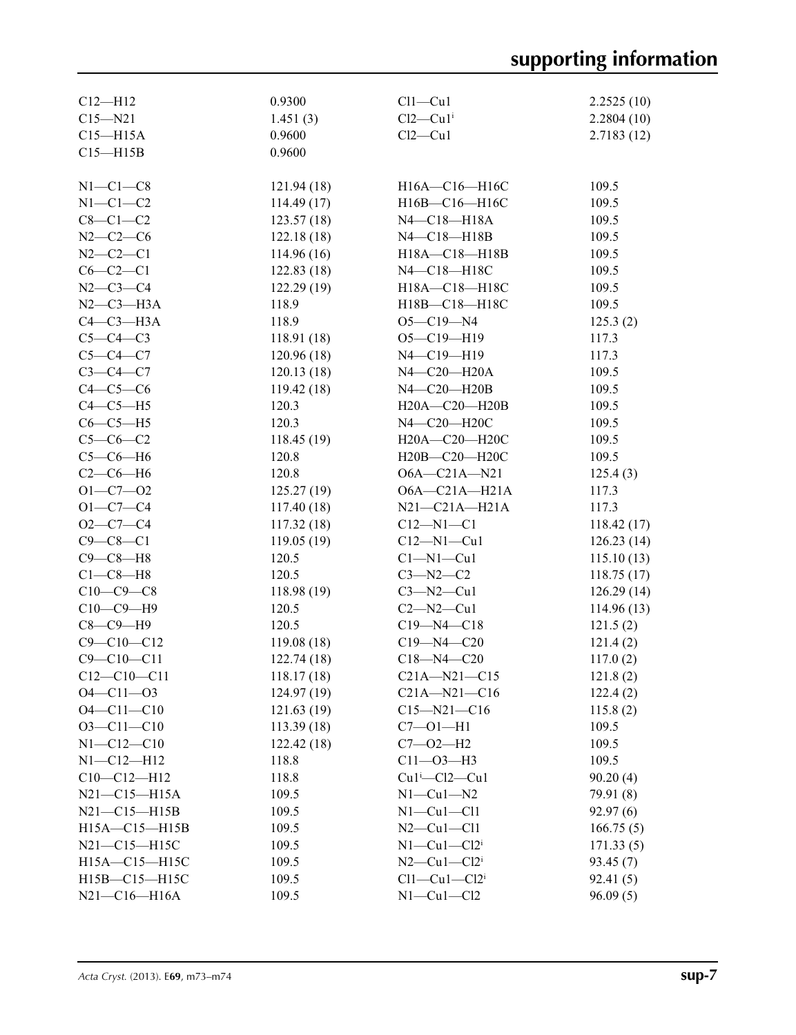| | | | |
|---|---|---|---|
| C12—H12 | 0.9300 | Cl1—Cu1 | 2.2525 (10) |
| C15—N21 | 1.451 (3) | Cl2—Cu1$^{i}$ | 2.2804 (10) |
| C15—H15A | 0.9600 | Cl2—Cu1 | 2.7183 (12) |
| C15—H15B | 0.9600 | | |
| | | | |
| N1—C1—C8 | 121.94 (18) | H16A—C16—H16C | 109.5 |
| N1—C1—C2 | 114.49 (17) | H16B—C16—H16C | 109.5 |
| C8—C1—C2 | 123.57 (18) | N4—C18—H18A | 109.5 |
| N2—C2—C6 | 122.18 (18) | N4—C18—H18B | 109.5 |
| N2—C2—C1 | 114.96 (16) | H18A—C18—H18B | 109.5 |
| C6—C2—C1 | 122.83 (18) | N4—C18—H18C | 109.5 |
| N2—C3—C4 | 122.29 (19) | H18A—C18—H18C | 109.5 |
| N2—C3—H3A | 118.9 | H18B—C18—H18C | 109.5 |
| C4—C3—H3A | 118.9 | O5—C19—N4 | 125.3 (2) |
| C5—C4—C3 | 118.91 (18) | O5—C19—H19 | 117.3 |
| C5—C4—C7 | 120.96 (18) | N4—C19—H19 | 117.3 |
| C3—C4—C7 | 120.13 (18) | N4—C20—H20A | 109.5 |
| C4—C5—C6 | 119.42 (18) | N4—C20—H20B | 109.5 |
| C4—C5—H5 | 120.3 | H20A—C20—H20B | 109.5 |
| C6—C5—H5 | 120.3 | N4—C20—H20C | 109.5 |
| C5—C6—C2 | 118.45 (19) | H20A—C20—H20C | 109.5 |
| C5—C6—H6 | 120.8 | H20B—C20—H20C | 109.5 |
| C2—C6—H6 | 120.8 | O6A—C21A—N21 | 125.4 (3) |
| O1—C7—O2 | 125.27 (19) | O6A—C21A—H21A | 117.3 |
| O1—C7—C4 | 117.40 (18) | N21—C21A—H21A | 117.3 |
| O2—C7—C4 | 117.32 (18) | C12—N1—C1 | 118.42 (17) |
| C9—C8—C1 | 119.05 (19) | C12—N1—Cu1 | 126.23 (14) |
| C9—C8—H8 | 120.5 | C1—N1—Cu1 | 115.10 (13) |
| C1—C8—H8 | 120.5 | C3—N2—C2 | 118.75 (17) |
| C10—C9—C8 | 118.98 (19) | C3—N2—Cu1 | 126.29 (14) |
| C10—C9—H9 | 120.5 | C2—N2—Cu1 | 114.96 (13) |
| C8—C9—H9 | 120.5 | C19—N4—C18 | 121.5 (2) |
| C9—C10—C12 | 119.08 (18) | C19—N4—C20 | 121.4 (2) |
| C9—C10—C11 | 122.74 (18) | C18—N4—C20 | 117.0 (2) |
| C12—C10—C11 | 118.17 (18) | C21A—N21—C15 | 121.8 (2) |
| O4—C11—O3 | 124.97 (19) | C21A—N21—C16 | 122.4 (2) |
| O4—C11—C10 | 121.63 (19) | C15—N21—C16 | 115.8 (2) |
| O3—C11—C10 | 113.39 (18) | C7—O1—H1 | 109.5 |
| N1—C12—C10 | 122.42 (18) | C7—O2—H2 | 109.5 |
| N1—C12—H12 | 118.8 | C11—O3—H3 | 109.5 |
| C10—C12—H12 | 118.8 | Cu1$^{i}$—Cl2—Cu1 | 90.20 (4) |
| N21—C15—H15A | 109.5 | N1—Cu1—N2 | 79.91 (8) |
| N21—C15—H15B | 109.5 | N1—Cu1—Cl1 | 92.97 (6) |
| H15A—C15—H15B | 109.5 | N2—Cu1—Cl1 | 166.75 (5) |
| N21—C15—H15C | 109.5 | N1—Cu1—Cl2$^{i}$ | 171.33 (5) |
| H15A—C15—H15C | 109.5 | N2—Cu1—Cl2$^{i}$ | 93.45 (7) |
| H15B—C15—H15C | 109.5 | Cl1—Cu1—Cl2$^{i}$ | 92.41 (5) |
| N21—C16—H16A | 109.5 | N1—Cu1—Cl2 | 96.09 (5) |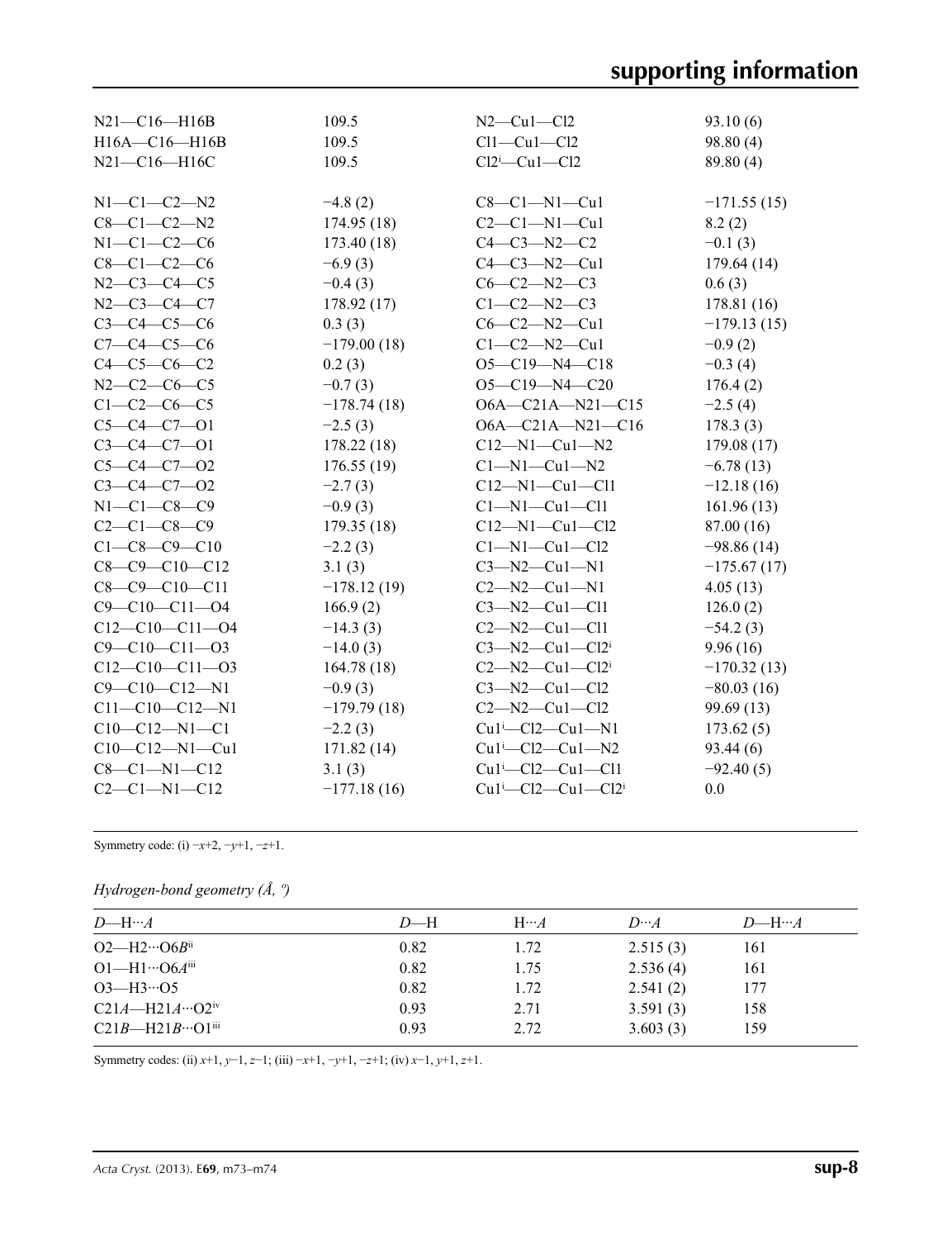| | | | |
|---|---|---|---|
| N21—C16—H16B | 109.5 | N2—Cu1—Cl2 | 93.10 (6) |
| H16A—C16—H16B | 109.5 | Cl1—Cu1—Cl2 | 98.80 (4) |
| N21—C16—H16C | 109.5 | Cl2$^{i}$—Cu1—Cl2 | 89.80 (4) |
| | | | |
| N1—C1—C2—N2 | −4.8 (2) | C8—C1—N1—Cu1 | −171.55 (15) |
| C8—C1—C2—N2 | 174.95 (18) | C2—C1—N1—Cu1 | 8.2 (2) |
| N1—C1—C2—C6 | 173.40 (18) | C4—C3—N2—C2 | −0.1 (3) |
| C8—C1—C2—C6 | −6.9 (3) | C4—C3—N2—Cu1 | 179.64 (14) |
| N2—C3—C4—C5 | −0.4 (3) | C6—C2—N2—C3 | 0.6 (3) |
| N2—C3—C4—C7 | 178.92 (17) | C1—C2—N2—C3 | 178.81 (16) |
| C3—C4—C5—C6 | 0.3 (3) | C6—C2—N2—Cu1 | −179.13 (15) |
| C7—C4—C5—C6 | −179.00 (18) | C1—C2—N2—Cu1 | −0.9 (2) |
| C4—C5—C6—C2 | 0.2 (3) | O5—C19—N4—C18 | −0.3 (4) |
| N2—C2—C6—C5 | −0.7 (3) | O5—C19—N4—C20 | 176.4 (2) |
| C1—C2—C6—C5 | −178.74 (18) | O6A—C21A—N21—C15 | −2.5 (4) |
| C5—C4—C7—O1 | −2.5 (3) | O6A—C21A—N21—C16 | 178.3 (3) |
| C3—C4—C7—O1 | 178.22 (18) | C12—N1—Cu1—N2 | 179.08 (17) |
| C5—C4—C7—O2 | 176.55 (19) | C1—N1—Cu1—N2 | −6.78 (13) |
| C3—C4—C7—O2 | −2.7 (3) | C12—N1—Cu1—Cl1 | −12.18 (16) |
| N1—C1—C8—C9 | −0.9 (3) | C1—N1—Cu1—Cl1 | 161.96 (13) |
| C2—C1—C8—C9 | 179.35 (18) | C12—N1—Cu1—Cl2 | 87.00 (16) |
| C1—C8—C9—C10 | −2.2 (3) | C1—N1—Cu1—Cl2 | −98.86 (14) |
| C8—C9—C10—C12 | 3.1 (3) | C3—N2—Cu1—N1 | −175.67 (17) |
| C8—C9—C10—C11 | −178.12 (19) | C2—N2—Cu1—N1 | 4.05 (13) |
| C9—C10—C11—O4 | 166.9 (2) | C3—N2—Cu1—Cl1 | 126.0 (2) |
| C12—C10—C11—O4 | −14.3 (3) | C2—N2—Cu1—Cl1 | −54.2 (3) |
| C9—C10—C11—O3 | −14.0 (3) | C3—N2—Cu1—Cl2$^{i}$ | 9.96 (16) |
| C12—C10—C11—O3 | 164.78 (18) | C2—N2—Cu1—Cl2$^{i}$ | −170.32 (13) |
| C9—C10—C12—N1 | −0.9 (3) | C3—N2—Cu1—Cl2 | −80.03 (16) |
| C11—C10—C12—N1 | −179.79 (18) | C2—N2—Cu1—Cl2 | 99.69 (13) |
| C10—C12—N1—C1 | −2.2 (3) | Cu1$^{i}$—Cl2—Cu1—N1 | 173.62 (5) |
| C10—C12—N1—Cu1 | 171.82 (14) | Cu1$^{i}$—Cl2—Cu1—N2 | 93.44 (6) |
| C8—C1—N1—C12 | 3.1 (3) | Cu1$^{i}$—Cl2—Cu1—Cl1 | −92.40 (5) |
| C2—C1—N1—C12 | −177.18 (16) | Cu1$^{i}$—Cl2—Cu1—Cl2$^{i}$ | 0.0 |

Symmetry code: (i) −x+2, −y+1, −z+1.

*Hydrogen-bond geometry (Å, º)*

| D—H···A | D—H | H···A | D···A | D—H···A |
|---|---|---|---|---|
| O2—H2···O6B$^{ii}$ | 0.82 | 1.72 | 2.515 (3) | 161 |
| O1—H1···O6A$^{iii}$ | 0.82 | 1.75 | 2.536 (4) | 161 |
| O3—H3···O5 | 0.82 | 1.72 | 2.541 (2) | 177 |
| C21A—H21A···O2$^{iv}$ | 0.93 | 2.71 | 3.591 (3) | 158 |
| C21B—H21B···O1$^{iii}$ | 0.93 | 2.72 | 3.603 (3) | 159 |

Symmetry codes: (ii) x+1, y−1, z−1; (iii) −x+1, −y+1, −z+1; (iv) x−1, y+1, z+1.